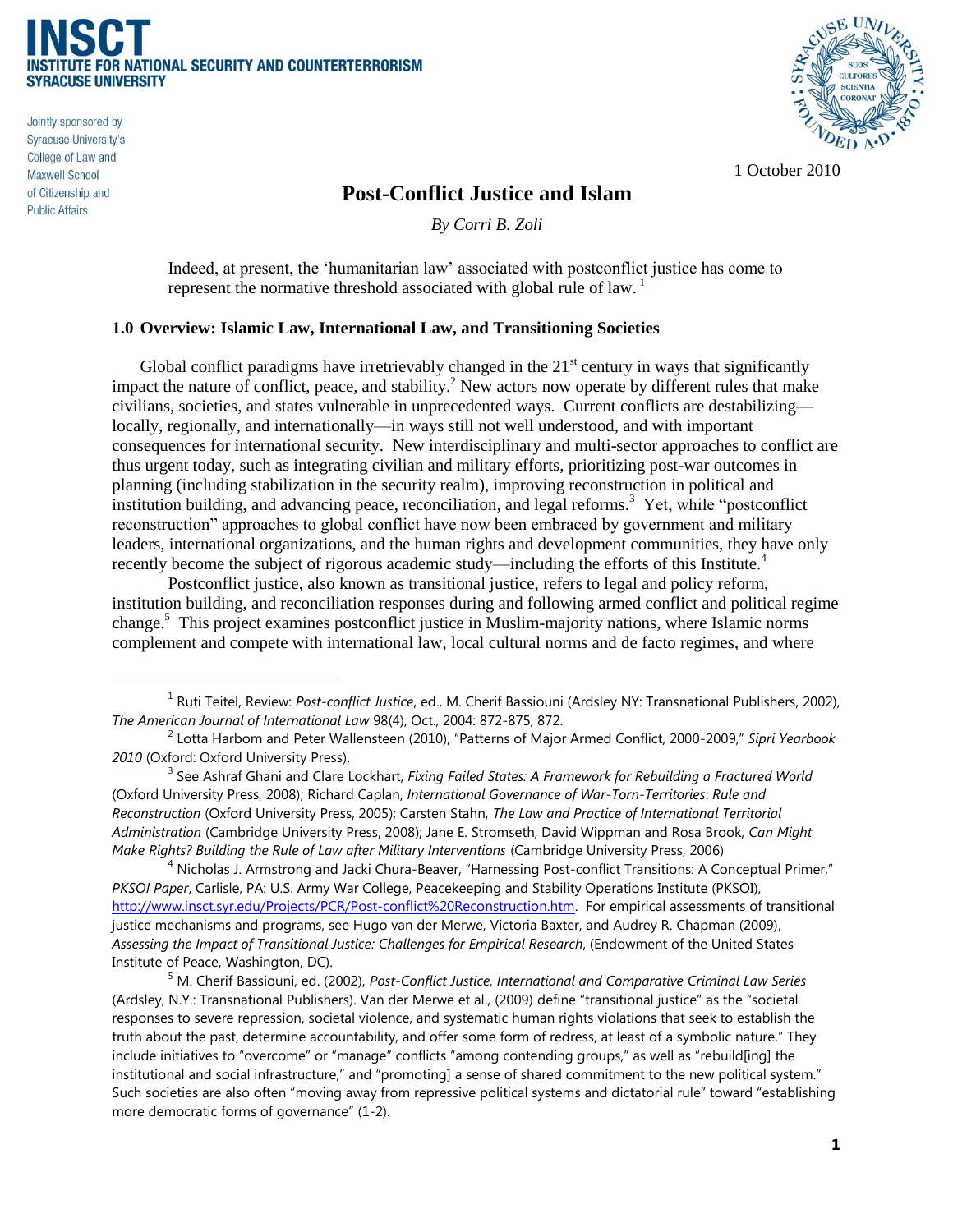**INSCT**
**INSTITUTE FOR NATIONAL SECURITY AND COUNTERTERRORISM**
**SYRACUSE UNIVERSITY**

Jointly sponsored by Syracuse University's College of Law and Maxwell School of Citizenship and Public Affairs

1 October 2010

# Post-Conflict Justice and Islam

*By Corri B. Zoli*

> Indeed, at present, the 'humanitarian law' associated with postconflict justice has come to represent the normative threshold associated with global rule of law.[1]

## 1.0 Overview: Islamic Law, International Law, and Transitioning Societies

Global conflict paradigms have irretrievably changed in the 21st century in ways that significantly impact the nature of conflict, peace, and stability.[2] New actors now operate by different rules that make civilians, societies, and states vulnerable in unprecedented ways. Current conflicts are destabilizing—locally, regionally, and internationally—in ways still not well understood, and with important consequences for international security. New interdisciplinary and multi-sector approaches to conflict are thus urgent today, such as integrating civilian and military efforts, prioritizing post-war outcomes in planning (including stabilization in the security realm), improving reconstruction in political and institution building, and advancing peace, reconciliation, and legal reforms.[3] Yet, while "postconflict reconstruction" approaches to global conflict have now been embraced by government and military leaders, international organizations, and the human rights and development communities, they have only recently become the subject of rigorous academic study—including the efforts of this Institute.[4]

Postconflict justice, also known as transitional justice, refers to legal and policy reform, institution building, and reconciliation responses during and following armed conflict and political regime change.[5] This project examines postconflict justice in Muslim-majority nations, where Islamic norms complement and compete with international law, local cultural norms and de facto regimes, and where

---

[1] Ruti Teitel, Review: *Post-conflict Justice*, ed., M. Cherif Bassiouni (Ardsley NY: Transnational Publishers, 2002), *The American Journal of International Law* 98(4), Oct., 2004: 872-875, 872.

[2] Lotta Harbom and Peter Wallensteen (2010), "Patterns of Major Armed Conflict, 2000-2009," *Sipri Yearbook 2010* (Oxford: Oxford University Press).

[3] See Ashraf Ghani and Clare Lockhart, *Fixing Failed States: A Framework for Rebuilding a Fractured World* (Oxford University Press, 2008); Richard Caplan, *International Governance of War-Torn-Territories*: *Rule and Reconstruction* (Oxford University Press, 2005); Carsten Stahn, *The Law and Practice of International Territorial Administration* (Cambridge University Press, 2008); Jane E. Stromseth, David Wippman and Rosa Brook, *Can Might Make Rights? Building the Rule of Law after Military Interventions* (Cambridge University Press, 2006)

[4] Nicholas J. Armstrong and Jacki Chura-Beaver, "Harnessing Post-conflict Transitions: A Conceptual Primer," *PKSOI Paper*, Carlisle, PA: U.S. Army War College, Peacekeeping and Stability Operations Institute (PKSOI), http://www.insct.syr.edu/Projects/PCR/Post-conflict%20Reconstruction.htm. For empirical assessments of transitional justice mechanisms and programs, see Hugo van der Merwe, Victoria Baxter, and Audrey R. Chapman (2009), *Assessing the Impact of Transitional Justice: Challenges for Empirical Research*, (Endowment of the United States Institute of Peace, Washington, DC).

[5] M. Cherif Bassiouni, ed. (2002), *Post-Conflict Justice, International and Comparative Criminal Law Series* (Ardsley, N.Y.: Transnational Publishers). Van der Merwe et al., (2009) define "transitional justice" as the "societal responses to severe repression, societal violence, and systematic human rights violations that seek to establish the truth about the past, determine accountability, and offer some form of redress, at least of a symbolic nature." They include initiatives to "overcome" or "manage" conflicts "among contending groups," as well as "rebuild[ing] the institutional and social infrastructure," and "promoting] a sense of shared commitment to the new political system." Such societies are also often "moving away from repressive political systems and dictatorial rule" toward "establishing more democratic forms of governance" (1-2).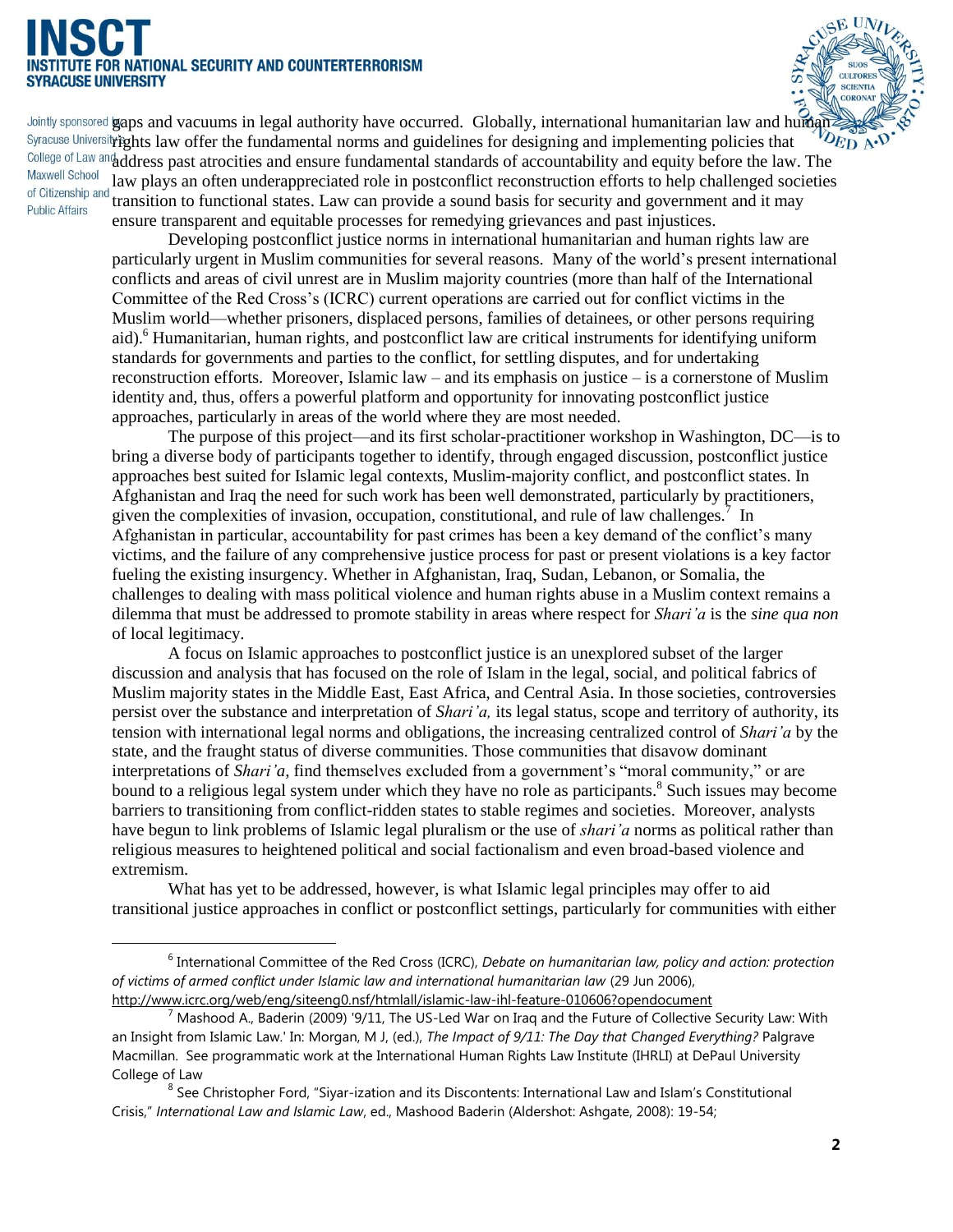gaps and vacuums in legal authority have occurred. Globally, international humanitarian law and human rights law offer the fundamental norms and guidelines for designing and implementing policies that address past atrocities and ensure fundamental standards of accountability and equity before the law. The law plays an often underappreciated role in postconflict reconstruction efforts to help challenged societies transition to functional states. Law can provide a sound basis for security and government and it may ensure transparent and equitable processes for remedying grievances and past injustices.

Developing postconflict justice norms in international humanitarian and human rights law are particularly urgent in Muslim communities for several reasons. Many of the world's present international conflicts and areas of civil unrest are in Muslim majority countries (more than half of the International Committee of the Red Cross's (ICRC) current operations are carried out for conflict victims in the Muslim world—whether prisoners, displaced persons, families of detainees, or other persons requiring aid).[6] Humanitarian, human rights, and postconflict law are critical instruments for identifying uniform standards for governments and parties to the conflict, for settling disputes, and for undertaking reconstruction efforts. Moreover, Islamic law – and its emphasis on justice – is a cornerstone of Muslim identity and, thus, offers a powerful platform and opportunity for innovating postconflict justice approaches, particularly in areas of the world where they are most needed.

The purpose of this project—and its first scholar-practitioner workshop in Washington, DC—is to bring a diverse body of participants together to identify, through engaged discussion, postconflict justice approaches best suited for Islamic legal contexts, Muslim-majority conflict, and postconflict states. In Afghanistan and Iraq the need for such work has been well demonstrated, particularly by practitioners, given the complexities of invasion, occupation, constitutional, and rule of law challenges.[7] In Afghanistan in particular, accountability for past crimes has been a key demand of the conflict's many victims, and the failure of any comprehensive justice process for past or present violations is a key factor fueling the existing insurgency. Whether in Afghanistan, Iraq, Sudan, Lebanon, or Somalia, the challenges to dealing with mass political violence and human rights abuse in a Muslim context remains a dilemma that must be addressed to promote stability in areas where respect for *Shari'a* is the *sine qua non* of local legitimacy.

A focus on Islamic approaches to postconflict justice is an unexplored subset of the larger discussion and analysis that has focused on the role of Islam in the legal, social, and political fabrics of Muslim majority states in the Middle East, East Africa, and Central Asia. In those societies, controversies persist over the substance and interpretation of *Shari'a,* its legal status, scope and territory of authority, its tension with international legal norms and obligations, the increasing centralized control of *Shari'a* by the state, and the fraught status of diverse communities. Those communities that disavow dominant interpretations of *Shari'a*, find themselves excluded from a government's "moral community," or are bound to a religious legal system under which they have no role as participants.[8] Such issues may become barriers to transitioning from conflict-ridden states to stable regimes and societies. Moreover, analysts have begun to link problems of Islamic legal pluralism or the use of *shari'a* norms as political rather than religious measures to heightened political and social factionalism and even broad-based violence and extremism.

What has yet to be addressed, however, is what Islamic legal principles may offer to aid transitional justice approaches in conflict or postconflict settings, particularly for communities with either

---

[6] International Committee of the Red Cross (ICRC), *Debate on humanitarian law, policy and action: protection of victims of armed conflict under Islamic law and international humanitarian law* (29 Jun 2006), http://www.icrc.org/web/eng/siteeng0.nsf/htmlall/islamic-law-ihl-feature-010606?opendocument

[7] Mashood A., Baderin (2009) '9/11, The US-Led War on Iraq and the Future of Collective Security Law: With an Insight from Islamic Law.' In: Morgan, M J, (ed.), *The Impact of 9/11: The Day that Changed Everything?* Palgrave Macmillan. See programmatic work at the International Human Rights Law Institute (IHRLI) at DePaul University College of Law

[8] See Christopher Ford, "Siyar-ization and its Discontents: International Law and Islam's Constitutional Crisis," *International Law and Islamic Law*, ed., Mashood Baderin (Aldershot: Ashgate, 2008): 19-54;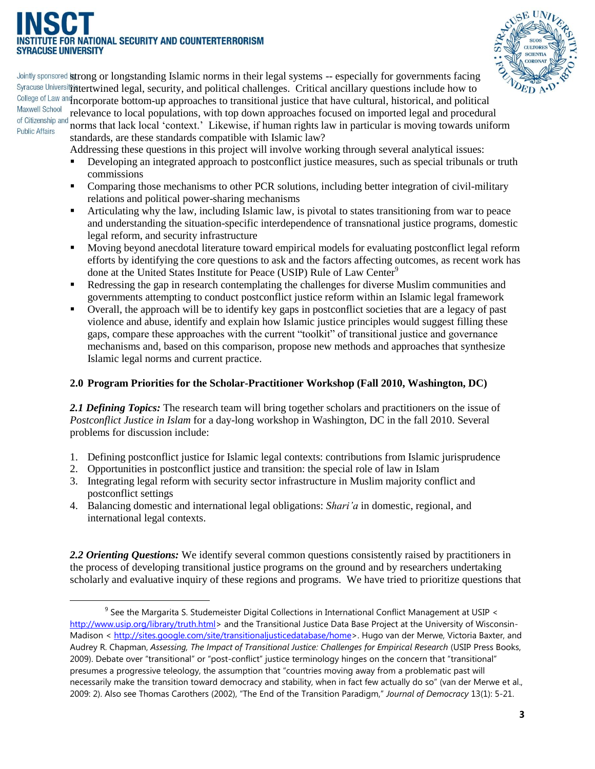strong or longstanding Islamic norms in their legal systems -- especially for governments facing intertwined legal, security, and political challenges. Critical ancillary questions include how to incorporate bottom-up approaches to transitional justice that have cultural, historical, and political relevance to local populations, with top down approaches focused on imported legal and procedural norms that lack local 'context.' Likewise, if human rights law in particular is moving towards uniform standards, are these standards compatible with Islamic law?

Addressing these questions in this project will involve working through several analytical issues:

- Developing an integrated approach to postconflict justice measures, such as special tribunals or truth commissions
- Comparing those mechanisms to other PCR solutions, including better integration of civil-military relations and political power-sharing mechanisms
- Articulating why the law, including Islamic law, is pivotal to states transitioning from war to peace and understanding the situation-specific interdependence of transnational justice programs, domestic legal reform, and security infrastructure
- Moving beyond anecdotal literature toward empirical models for evaluating postconflict legal reform efforts by identifying the core questions to ask and the factors affecting outcomes, as recent work has done at the United States Institute for Peace (USIP) Rule of Law Center[9]
- Redressing the gap in research contemplating the challenges for diverse Muslim communities and governments attempting to conduct postconflict justice reform within an Islamic legal framework
- Overall, the approach will be to identify key gaps in postconflict societies that are a legacy of past violence and abuse, identify and explain how Islamic justice principles would suggest filling these gaps, compare these approaches with the current "toolkit" of transitional justice and governance mechanisms and, based on this comparison, propose new methods and approaches that synthesize Islamic legal norms and current practice.

## 2.0 Program Priorities for the Scholar-Practitioner Workshop (Fall 2010, Washington, DC)

***2.1 Defining Topics:*** The research team will bring together scholars and practitioners on the issue of *Postconflict Justice in Islam* for a day-long workshop in Washington, DC in the fall 2010. Several problems for discussion include:

1. Defining postconflict justice for Islamic legal contexts: contributions from Islamic jurisprudence
2. Opportunities in postconflict justice and transition: the special role of law in Islam
3. Integrating legal reform with security sector infrastructure in Muslim majority conflict and postconflict settings
4. Balancing domestic and international legal obligations: *Shari'a* in domestic, regional, and international legal contexts.

***2.2 Orienting Questions:*** We identify several common questions consistently raised by practitioners in the process of developing transitional justice programs on the ground and by researchers undertaking scholarly and evaluative inquiry of these regions and programs. We have tried to prioritize questions that

[9] See the Margarita S. Studemeister Digital Collections in International Conflict Management at USIP < http://www.usip.org/library/truth.html> and the Transitional Justice Data Base Project at the University of Wisconsin-Madison < http://sites.google.com/site/transitionaljusticedatabase/home>. Hugo van der Merwe, Victoria Baxter, and Audrey R. Chapman, *Assessing, The Impact of Transitional Justice: Challenges for Empirical Research* (USIP Press Books, 2009). Debate over "transitional" or "post-conflict" justice terminology hinges on the concern that "transitional" presumes a progressive teleology, the assumption that "countries moving away from a problematic past will necessarily make the transition toward democracy and stability, when in fact few actually do so" (van der Merwe et al., 2009: 2). Also see Thomas Carothers (2002), "The End of the Transition Paradigm," *Journal of Democracy* 13(1): 5-21.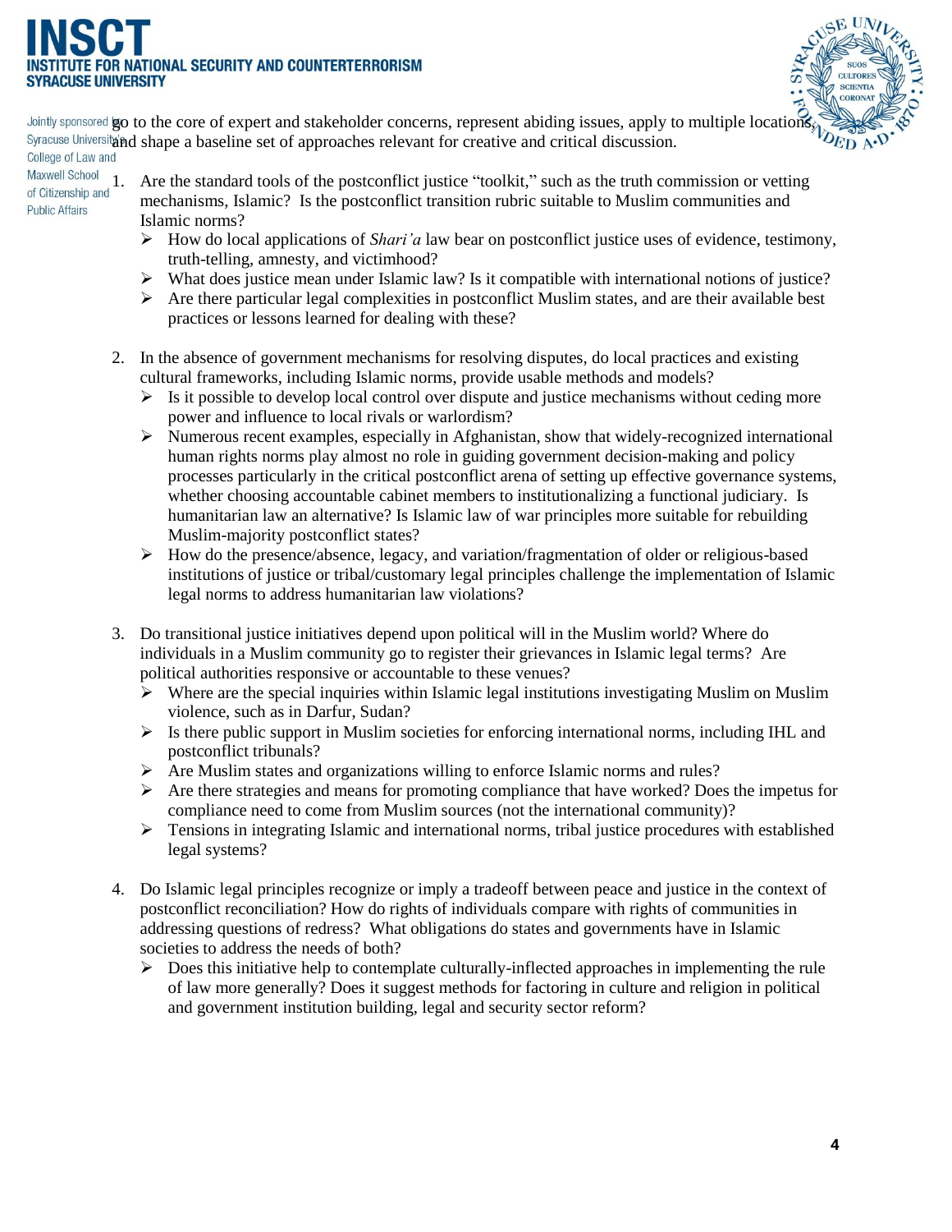go to the core of expert and stakeholder concerns, represent abiding issues, apply to multiple locations, and shape a baseline set of approaches relevant for creative and critical discussion.

1. Are the standard tools of the postconflict justice "toolkit," such as the truth commission or vetting mechanisms, Islamic? Is the postconflict transition rubric suitable to Muslim communities and Islamic norms?
   - How do local applications of *Shari'a* law bear on postconflict justice uses of evidence, testimony, truth-telling, amnesty, and victimhood?
   - What does justice mean under Islamic law? Is it compatible with international notions of justice?
   - Are there particular legal complexities in postconflict Muslim states, and are their available best practices or lessons learned for dealing with these?

2. In the absence of government mechanisms for resolving disputes, do local practices and existing cultural frameworks, including Islamic norms, provide usable methods and models?
   - Is it possible to develop local control over dispute and justice mechanisms without ceding more power and influence to local rivals or warlordism?
   - Numerous recent examples, especially in Afghanistan, show that widely-recognized international human rights norms play almost no role in guiding government decision-making and policy processes particularly in the critical postconflict arena of setting up effective governance systems, whether choosing accountable cabinet members to institutionalizing a functional judiciary. Is humanitarian law an alternative? Is Islamic law of war principles more suitable for rebuilding Muslim-majority postconflict states?
   - How do the presence/absence, legacy, and variation/fragmentation of older or religious-based institutions of justice or tribal/customary legal principles challenge the implementation of Islamic legal norms to address humanitarian law violations?

3. Do transitional justice initiatives depend upon political will in the Muslim world? Where do individuals in a Muslim community go to register their grievances in Islamic legal terms? Are political authorities responsive or accountable to these venues?
   - Where are the special inquiries within Islamic legal institutions investigating Muslim on Muslim violence, such as in Darfur, Sudan?
   - Is there public support in Muslim societies for enforcing international norms, including IHL and postconflict tribunals?
   - Are Muslim states and organizations willing to enforce Islamic norms and rules?
   - Are there strategies and means for promoting compliance that have worked? Does the impetus for compliance need to come from Muslim sources (not the international community)?
   - Tensions in integrating Islamic and international norms, tribal justice procedures with established legal systems?

4. Do Islamic legal principles recognize or imply a tradeoff between peace and justice in the context of postconflict reconciliation? How do rights of individuals compare with rights of communities in addressing questions of redress? What obligations do states and governments have in Islamic societies to address the needs of both?
   - Does this initiative help to contemplate culturally-inflected approaches in implementing the rule of law more generally? Does it suggest methods for factoring in culture and religion in political and government institution building, legal and security sector reform?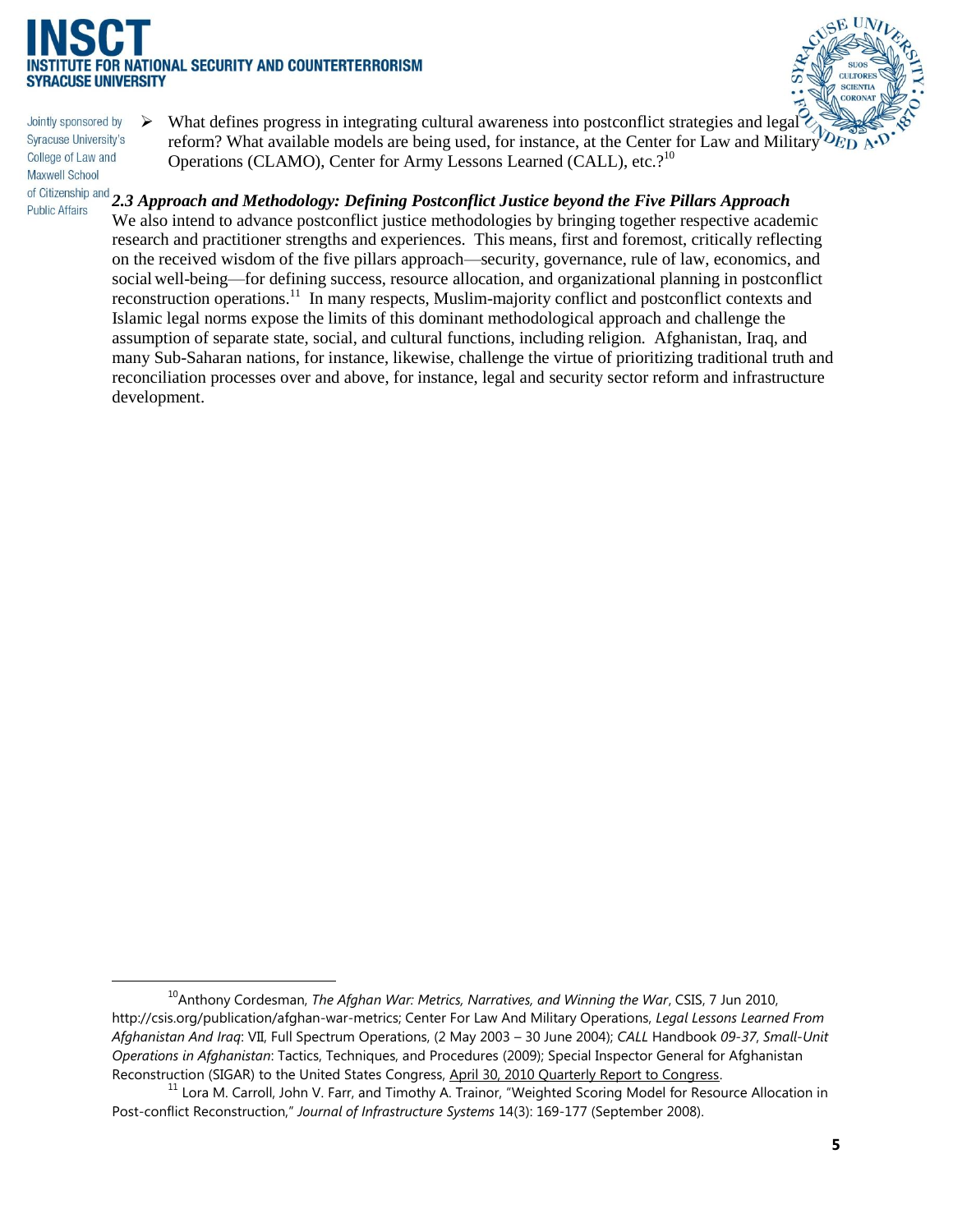- What defines progress in integrating cultural awareness into postconflict strategies and legal reform? What available models are being used, for instance, at the Center for Law and Military Operations (CLAMO), Center for Army Lessons Learned (CALL), etc.?[10]

### *2.3 Approach and Methodology: Defining Postconflict Justice beyond the Five Pillars Approach*

We also intend to advance postconflict justice methodologies by bringing together respective academic research and practitioner strengths and experiences. This means, first and foremost, critically reflecting on the received wisdom of the five pillars approach—security, governance, rule of law, economics, and social well-being—for defining success, resource allocation, and organizational planning in postconflict reconstruction operations.[11] In many respects, Muslim-majority conflict and postconflict contexts and Islamic legal norms expose the limits of this dominant methodological approach and challenge the assumption of separate state, social, and cultural functions, including religion. Afghanistan, Iraq, and many Sub-Saharan nations, for instance, likewise, challenge the virtue of prioritizing traditional truth and reconciliation processes over and above, for instance, legal and security sector reform and infrastructure development.

---

[10] Anthony Cordesman, *The Afghan War: Metrics, Narratives, and Winning the War*, CSIS, 7 Jun 2010, http://csis.org/publication/afghan-war-metrics; Center For Law And Military Operations, *Legal Lessons Learned From Afghanistan And Iraq*: VII, Full Spectrum Operations, (2 May 2003 – 30 June 2004); *CALL* Handbook *09-37*, *Small-Unit Operations in Afghanistan*: Tactics, Techniques, and Procedures (2009); Special Inspector General for Afghanistan Reconstruction (SIGAR) to the United States Congress, April 30, 2010 Quarterly Report to Congress.

[11] Lora M. Carroll, John V. Farr, and Timothy A. Trainor, "Weighted Scoring Model for Resource Allocation in Post-conflict Reconstruction," *Journal of Infrastructure Systems* 14(3): 169-177 (September 2008).